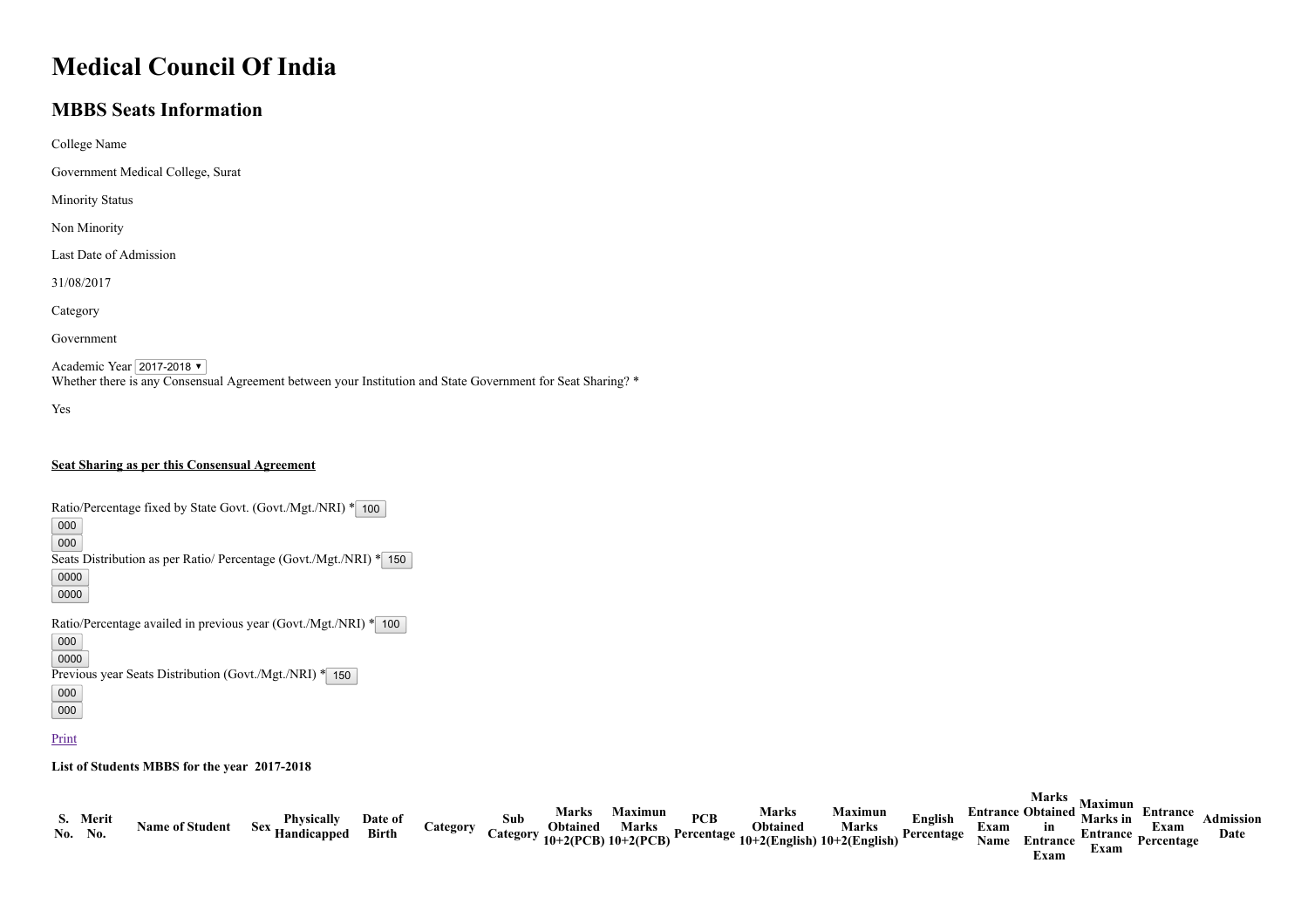# Medical Council Of India

## MBBS Seats Information

College Name

Government Medical College, Surat

Minority Status

Non Minority

Last Date of Admission

31/08/2017

Category

Government

Academic Year 2017-2018
Whether there is any Consensual Agreement between your Institution and State Government for Seat Sharing? *

Yes

**Seat Sharing as per this Consensual Agreement**

Ratio/Percentage fixed by State Govt. (Govt./Mgt./NRI) * 100
000
000
Seats Distribution as per Ratio/ Percentage (Govt./Mgt./NRI) * 150
0000
0000

Ratio/Percentage availed in previous year (Govt./Mgt./NRI) * 100
000
0000
Previous year Seats Distribution (Govt./Mgt./NRI) * 150
000
000

Print

**List of Students MBBS for the year 2017-2018**

| S. No. | Merit No. | Name of Student | Sex | Physically Handicapped | Date of Birth | Category | Sub Category | Marks Obtained 10+2(PCB) | Maximun Marks 10+2(PCB) | PCB Percentage | Marks Obtained 10+2(English) | Maximun Marks 10+2(English) | English Percentage | Entrance Exam Name | Marks Obtained in Entrance Exam | Maximun Marks in Entrance Exam | Entrance Exam Percentage | Admission Date |
|---|---|---|---|---|---|---|---|---|---|---|---|---|---|---|---|---|---|---|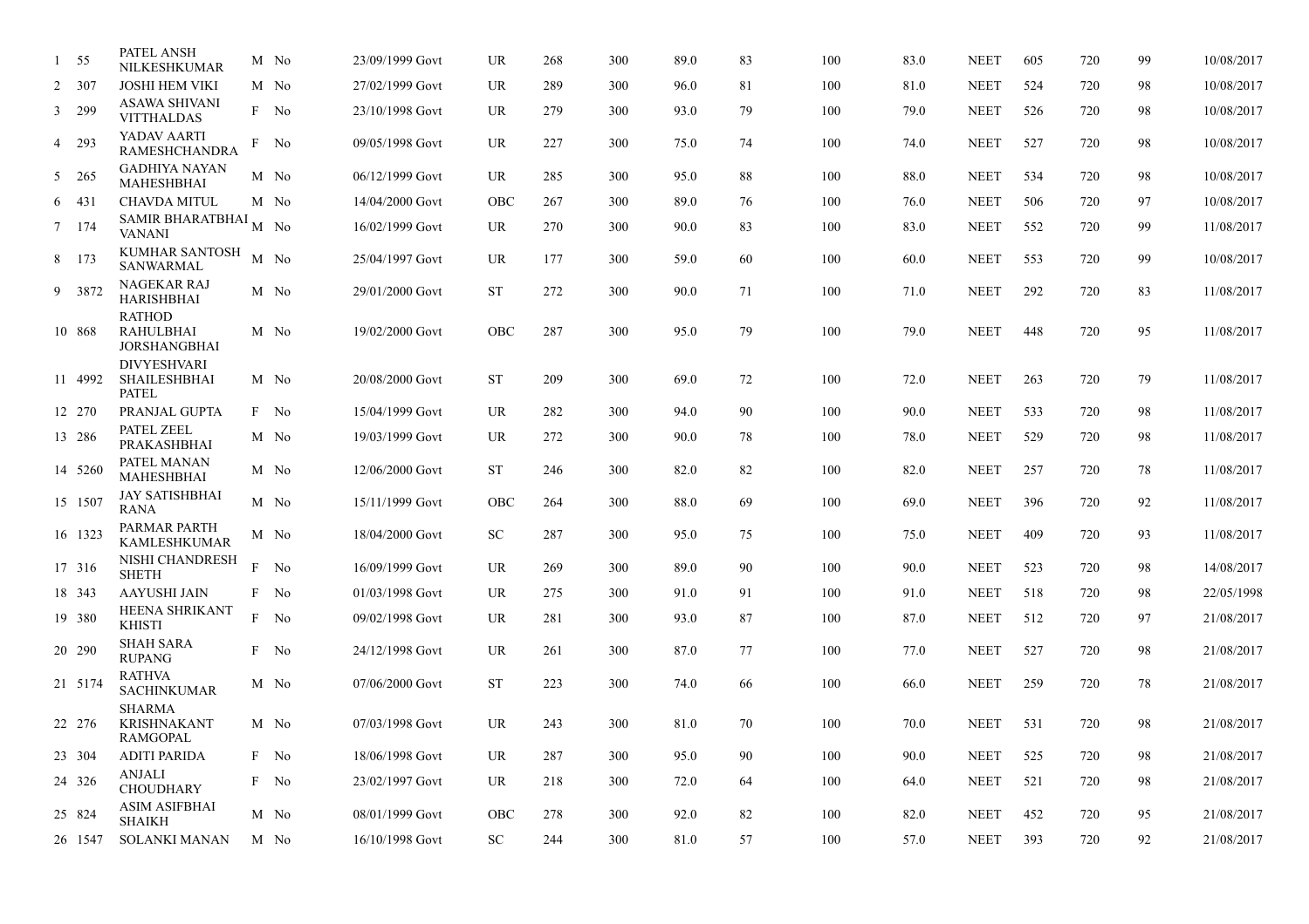| | | | | | | | | | | | | | | | | | | |
|---|---|---|---|---|---|---|---|---|---|---|---|---|---|---|---|---|---|---|
| 1 | 55 | PATEL ANSH NILKESHKUMAR | M | No | 23/09/1999 | Govt | UR | 268 | 300 | 89.0 | 83 | 100 | 83.0 | NEET | 605 | 720 | 99 | 10/08/2017 |
| 2 | 307 | JOSHI HEM VIKI | M | No | 27/02/1999 | Govt | UR | 289 | 300 | 96.0 | 81 | 100 | 81.0 | NEET | 524 | 720 | 98 | 10/08/2017 |
| 3 | 299 | ASAWA SHIVANI VITTHALDAS | F | No | 23/10/1998 | Govt | UR | 279 | 300 | 93.0 | 79 | 100 | 79.0 | NEET | 526 | 720 | 98 | 10/08/2017 |
| 4 | 293 | YADAV AARTI RAMESHCHANDRA | F | No | 09/05/1998 | Govt | UR | 227 | 300 | 75.0 | 74 | 100 | 74.0 | NEET | 527 | 720 | 98 | 10/08/2017 |
| 5 | 265 | GADHIYA NAYAN MAHESHBHAI | M | No | 06/12/1999 | Govt | UR | 285 | 300 | 95.0 | 88 | 100 | 88.0 | NEET | 534 | 720 | 98 | 10/08/2017 |
| 6 | 431 | CHAVDA MITUL | M | No | 14/04/2000 | Govt | OBC | 267 | 300 | 89.0 | 76 | 100 | 76.0 | NEET | 506 | 720 | 97 | 10/08/2017 |
| 7 | 174 | SAMIR BHARATBHAI VANANI | M | No | 16/02/1999 | Govt | UR | 270 | 300 | 90.0 | 83 | 100 | 83.0 | NEET | 552 | 720 | 99 | 11/08/2017 |
| 8 | 173 | KUMHAR SANTOSH SANWARMAL | M | No | 25/04/1997 | Govt | UR | 177 | 300 | 59.0 | 60 | 100 | 60.0 | NEET | 553 | 720 | 99 | 10/08/2017 |
| 9 | 3872 | NAGEKAR RAJ HARISHBHAI | M | No | 29/01/2000 | Govt | ST | 272 | 300 | 90.0 | 71 | 100 | 71.0 | NEET | 292 | 720 | 83 | 11/08/2017 |
| 10 | 868 | RATHOD RAHULBHAI JORSHANGBHAI | M | No | 19/02/2000 | Govt | OBC | 287 | 300 | 95.0 | 79 | 100 | 79.0 | NEET | 448 | 720 | 95 | 11/08/2017 |
| 11 | 4992 | DIVYESHVARI SHAILESHBHAI PATEL | M | No | 20/08/2000 | Govt | ST | 209 | 300 | 69.0 | 72 | 100 | 72.0 | NEET | 263 | 720 | 79 | 11/08/2017 |
| 12 | 270 | PRANJAL GUPTA | F | No | 15/04/1999 | Govt | UR | 282 | 300 | 94.0 | 90 | 100 | 90.0 | NEET | 533 | 720 | 98 | 11/08/2017 |
| 13 | 286 | PATEL ZEEL PRAKASHBHAI | M | No | 19/03/1999 | Govt | UR | 272 | 300 | 90.0 | 78 | 100 | 78.0 | NEET | 529 | 720 | 98 | 11/08/2017 |
| 14 | 5260 | PATEL MANAN MAHESHBHAI | M | No | 12/06/2000 | Govt | ST | 246 | 300 | 82.0 | 82 | 100 | 82.0 | NEET | 257 | 720 | 78 | 11/08/2017 |
| 15 | 1507 | JAY SATISHBHAI RANA | M | No | 15/11/1999 | Govt | OBC | 264 | 300 | 88.0 | 69 | 100 | 69.0 | NEET | 396 | 720 | 92 | 11/08/2017 |
| 16 | 1323 | PARMAR PARTH KAMLESHKUMAR | M | No | 18/04/2000 | Govt | SC | 287 | 300 | 95.0 | 75 | 100 | 75.0 | NEET | 409 | 720 | 93 | 11/08/2017 |
| 17 | 316 | NISHI CHANDRESH SHETH | F | No | 16/09/1999 | Govt | UR | 269 | 300 | 89.0 | 90 | 100 | 90.0 | NEET | 523 | 720 | 98 | 14/08/2017 |
| 18 | 343 | AAYUSHI JAIN | F | No | 01/03/1998 | Govt | UR | 275 | 300 | 91.0 | 91 | 100 | 91.0 | NEET | 518 | 720 | 98 | 22/05/1998 |
| 19 | 380 | HEENA SHRIKANT KHISTI | F | No | 09/02/1998 | Govt | UR | 281 | 300 | 93.0 | 87 | 100 | 87.0 | NEET | 512 | 720 | 97 | 21/08/2017 |
| 20 | 290 | SHAH SARA RUPANG | F | No | 24/12/1998 | Govt | UR | 261 | 300 | 87.0 | 77 | 100 | 77.0 | NEET | 527 | 720 | 98 | 21/08/2017 |
| 21 | 5174 | RATHVA SACHINKUMAR | M | No | 07/06/2000 | Govt | ST | 223 | 300 | 74.0 | 66 | 100 | 66.0 | NEET | 259 | 720 | 78 | 21/08/2017 |
| 22 | 276 | SHARMA KRISHNAKANT RAMGOPAL | M | No | 07/03/1998 | Govt | UR | 243 | 300 | 81.0 | 70 | 100 | 70.0 | NEET | 531 | 720 | 98 | 21/08/2017 |
| 23 | 304 | ADITI PARIDA | F | No | 18/06/1998 | Govt | UR | 287 | 300 | 95.0 | 90 | 100 | 90.0 | NEET | 525 | 720 | 98 | 21/08/2017 |
| 24 | 326 | ANJALI CHOUDHARY | F | No | 23/02/1997 | Govt | UR | 218 | 300 | 72.0 | 64 | 100 | 64.0 | NEET | 521 | 720 | 98 | 21/08/2017 |
| 25 | 824 | ASIM ASIFBHAI SHAIKH | M | No | 08/01/1999 | Govt | OBC | 278 | 300 | 92.0 | 82 | 100 | 82.0 | NEET | 452 | 720 | 95 | 21/08/2017 |
| 26 | 1547 | SOLANKI MANAN | M | No | 16/10/1998 | Govt | SC | 244 | 300 | 81.0 | 57 | 100 | 57.0 | NEET | 393 | 720 | 92 | 21/08/2017 |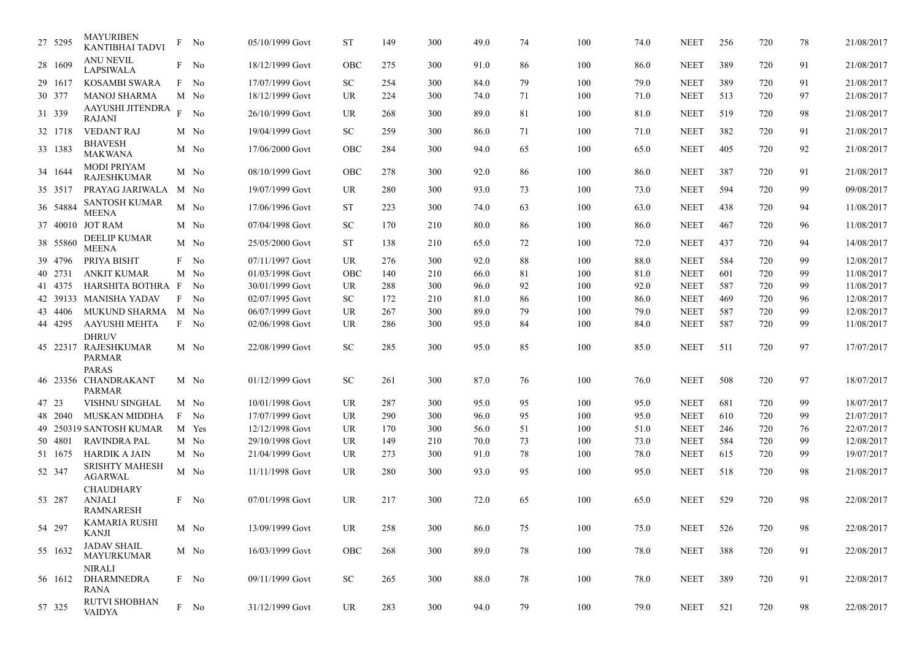| | | | | | | | | | | | | | | | | | |
|---|---|---|---|---|---|---|---|---|---|---|---|---|---|---|---|---|---|
| 27 | 5295 | MAYURIBEN KANTIBHAI TADVI | F | No | 05/10/1999 | Govt | ST | 149 | 300 | 49.0 | 74 | 100 | 74.0 | NEET | 256 | 720 | 78 | 21/08/2017 |
| 28 | 1609 | ANU NEVIL LAPSIWALA | F | No | 18/12/1999 | Govt | OBC | 275 | 300 | 91.0 | 86 | 100 | 86.0 | NEET | 389 | 720 | 91 | 21/08/2017 |
| 29 | 1617 | KOSAMBI SWARA | F | No | 17/07/1999 | Govt | SC | 254 | 300 | 84.0 | 79 | 100 | 79.0 | NEET | 389 | 720 | 91 | 21/08/2017 |
| 30 | 377 | MANOJ SHARMA | M | No | 18/12/1999 | Govt | UR | 224 | 300 | 74.0 | 71 | 100 | 71.0 | NEET | 513 | 720 | 97 | 21/08/2017 |
| 31 | 339 | AAYUSHI JITENDRA RAJANI | F | No | 26/10/1999 | Govt | UR | 268 | 300 | 89.0 | 81 | 100 | 81.0 | NEET | 519 | 720 | 98 | 21/08/2017 |
| 32 | 1718 | VEDANT RAJ | M | No | 19/04/1999 | Govt | SC | 259 | 300 | 86.0 | 71 | 100 | 71.0 | NEET | 382 | 720 | 91 | 21/08/2017 |
| 33 | 1383 | BHAVESH MAKWANA | M | No | 17/06/2000 | Govt | OBC | 284 | 300 | 94.0 | 65 | 100 | 65.0 | NEET | 405 | 720 | 92 | 21/08/2017 |
| 34 | 1644 | MODI PRIYAM RAJESHKUMAR | M | No | 08/10/1999 | Govt | OBC | 278 | 300 | 92.0 | 86 | 100 | 86.0 | NEET | 387 | 720 | 91 | 21/08/2017 |
| 35 | 3517 | PRAYAG JARIWALA | M | No | 19/07/1999 | Govt | UR | 280 | 300 | 93.0 | 73 | 100 | 73.0 | NEET | 594 | 720 | 99 | 09/08/2017 |
| 36 | 54884 | SANTOSH KUMAR MEENA | M | No | 17/06/1996 | Govt | ST | 223 | 300 | 74.0 | 63 | 100 | 63.0 | NEET | 438 | 720 | 94 | 11/08/2017 |
| 37 | 40010 | JOT RAM | M | No | 07/04/1998 | Govt | SC | 170 | 210 | 80.0 | 86 | 100 | 86.0 | NEET | 467 | 720 | 96 | 11/08/2017 |
| 38 | 55860 | DEELIP KUMAR MEENA | M | No | 25/05/2000 | Govt | ST | 138 | 210 | 65.0 | 72 | 100 | 72.0 | NEET | 437 | 720 | 94 | 14/08/2017 |
| 39 | 4796 | PRIYA BISHT | F | No | 07/11/1997 | Govt | UR | 276 | 300 | 92.0 | 88 | 100 | 88.0 | NEET | 584 | 720 | 99 | 12/08/2017 |
| 40 | 2731 | ANKIT KUMAR | M | No | 01/03/1998 | Govt | OBC | 140 | 210 | 66.0 | 81 | 100 | 81.0 | NEET | 601 | 720 | 99 | 11/08/2017 |
| 41 | 4375 | HARSHITA BOTHRA | F | No | 30/01/1999 | Govt | UR | 288 | 300 | 96.0 | 92 | 100 | 92.0 | NEET | 587 | 720 | 99 | 11/08/2017 |
| 42 | 39133 | MANISHA YADAV | F | No | 02/07/1995 | Govt | SC | 172 | 210 | 81.0 | 86 | 100 | 86.0 | NEET | 469 | 720 | 96 | 12/08/2017 |
| 43 | 4406 | MUKUND SHARMA | M | No | 06/07/1999 | Govt | UR | 267 | 300 | 89.0 | 79 | 100 | 79.0 | NEET | 587 | 720 | 99 | 12/08/2017 |
| 44 | 4295 | AAYUSHI MEHTA | F | No | 02/06/1998 | Govt | UR | 286 | 300 | 95.0 | 84 | 100 | 84.0 | NEET | 587 | 720 | 99 | 11/08/2017 |
| 45 | 22317 | DHRUV RAJESHKUMAR PARMAR | M | No | 22/08/1999 | Govt | SC | 285 | 300 | 95.0 | 85 | 100 | 85.0 | NEET | 511 | 720 | 97 | 17/07/2017 |
| 46 | 23356 | PARAS CHANDRAKANT PARMAR | M | No | 01/12/1999 | Govt | SC | 261 | 300 | 87.0 | 76 | 100 | 76.0 | NEET | 508 | 720 | 97 | 18/07/2017 |
| 47 | 23 | VISHNU SINGHAL | M | No | 10/01/1998 | Govt | UR | 287 | 300 | 95.0 | 95 | 100 | 95.0 | NEET | 681 | 720 | 99 | 18/07/2017 |
| 48 | 2040 | MUSKAN MIDDHA | F | No | 17/07/1999 | Govt | UR | 290 | 300 | 96.0 | 95 | 100 | 95.0 | NEET | 610 | 720 | 99 | 21/07/2017 |
| 49 | 250319 | SANTOSH KUMAR | M | Yes | 12/12/1998 | Govt | UR | 170 | 300 | 56.0 | 51 | 100 | 51.0 | NEET | 246 | 720 | 76 | 22/07/2017 |
| 50 | 4801 | RAVINDRA PAL | M | No | 29/10/1998 | Govt | UR | 149 | 210 | 70.0 | 73 | 100 | 73.0 | NEET | 584 | 720 | 99 | 12/08/2017 |
| 51 | 1675 | HARDIK A JAIN | M | No | 21/04/1999 | Govt | UR | 273 | 300 | 91.0 | 78 | 100 | 78.0 | NEET | 615 | 720 | 99 | 19/07/2017 |
| 52 | 347 | SRISHTY MAHESH AGARWAL | M | No | 11/11/1998 | Govt | UR | 280 | 300 | 93.0 | 95 | 100 | 95.0 | NEET | 518 | 720 | 98 | 21/08/2017 |
| 53 | 287 | CHAUDHARY ANJALI RAMNARESH | F | No | 07/01/1998 | Govt | UR | 217 | 300 | 72.0 | 65 | 100 | 65.0 | NEET | 529 | 720 | 98 | 22/08/2017 |
| 54 | 297 | KAMARIA RUSHI KANJI | M | No | 13/09/1999 | Govt | UR | 258 | 300 | 86.0 | 75 | 100 | 75.0 | NEET | 526 | 720 | 98 | 22/08/2017 |
| 55 | 1632 | JADAV SHAIL MAYURKUMAR | M | No | 16/03/1999 | Govt | OBC | 268 | 300 | 89.0 | 78 | 100 | 78.0 | NEET | 388 | 720 | 91 | 22/08/2017 |
| 56 | 1612 | NIRALI DHARMNEDRA RANA | F | No | 09/11/1999 | Govt | SC | 265 | 300 | 88.0 | 78 | 100 | 78.0 | NEET | 389 | 720 | 91 | 22/08/2017 |
| 57 | 325 | RUTVI SHOBHAN VAIDYA | F | No | 31/12/1999 | Govt | UR | 283 | 300 | 94.0 | 79 | 100 | 79.0 | NEET | 521 | 720 | 98 | 22/08/2017 |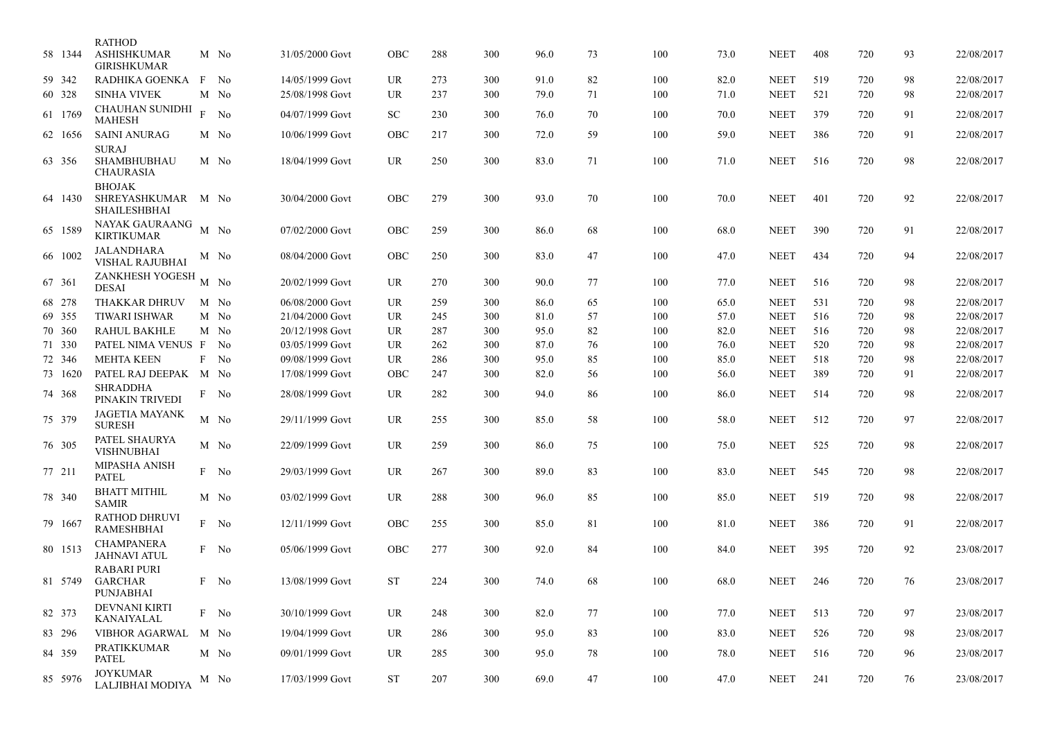| | | | | | | | | | | | | | | | | | | |
|---|---|---|---|---|---|---|---|---|---|---|---|---|---|---|---|---|---|---|
| 58 | 1344 | RATHOD ASHISHKUMAR GIRISHKUMAR | M | No | 31/05/2000 | Govt | OBC | 288 | 300 | 96.0 | 73 | 100 | 73.0 | NEET | 408 | 720 | 93 | 22/08/2017 |
| 59 | 342 | RADHIKA GOENKA | F | No | 14/05/1999 | Govt | UR | 273 | 300 | 91.0 | 82 | 100 | 82.0 | NEET | 519 | 720 | 98 | 22/08/2017 |
| 60 | 328 | SINHA VIVEK | M | No | 25/08/1998 | Govt | UR | 237 | 300 | 79.0 | 71 | 100 | 71.0 | NEET | 521 | 720 | 98 | 22/08/2017 |
| 61 | 1769 | CHAUHAN SUNIDHI MAHESH | F | No | 04/07/1999 | Govt | SC | 230 | 300 | 76.0 | 70 | 100 | 70.0 | NEET | 379 | 720 | 91 | 22/08/2017 |
| 62 | 1656 | SAINI ANURAG | M | No | 10/06/1999 | Govt | OBC | 217 | 300 | 72.0 | 59 | 100 | 59.0 | NEET | 386 | 720 | 91 | 22/08/2017 |
| 63 | 356 | SURAJ SHAMBHUBHAU CHAURASIA | M | No | 18/04/1999 | Govt | UR | 250 | 300 | 83.0 | 71 | 100 | 71.0 | NEET | 516 | 720 | 98 | 22/08/2017 |
| 64 | 1430 | BHOJAK SHREYASHKUMAR SHAILESHBHAI | M | No | 30/04/2000 | Govt | OBC | 279 | 300 | 93.0 | 70 | 100 | 70.0 | NEET | 401 | 720 | 92 | 22/08/2017 |
| 65 | 1589 | NAYAK GAURAANG KIRTIKUMAR | M | No | 07/02/2000 | Govt | OBC | 259 | 300 | 86.0 | 68 | 100 | 68.0 | NEET | 390 | 720 | 91 | 22/08/2017 |
| 66 | 1002 | JALANDHARA VISHAL RAJUBHAI | M | No | 08/04/2000 | Govt | OBC | 250 | 300 | 83.0 | 47 | 100 | 47.0 | NEET | 434 | 720 | 94 | 22/08/2017 |
| 67 | 361 | ZANKHESH YOGESH DESAI | M | No | 20/02/1999 | Govt | UR | 270 | 300 | 90.0 | 77 | 100 | 77.0 | NEET | 516 | 720 | 98 | 22/08/2017 |
| 68 | 278 | THAKKAR DHRUV | M | No | 06/08/2000 | Govt | UR | 259 | 300 | 86.0 | 65 | 100 | 65.0 | NEET | 531 | 720 | 98 | 22/08/2017 |
| 69 | 355 | TIWARI ISHWAR | M | No | 21/04/2000 | Govt | UR | 245 | 300 | 81.0 | 57 | 100 | 57.0 | NEET | 516 | 720 | 98 | 22/08/2017 |
| 70 | 360 | RAHUL BAKHLE | M | No | 20/12/1998 | Govt | UR | 287 | 300 | 95.0 | 82 | 100 | 82.0 | NEET | 516 | 720 | 98 | 22/08/2017 |
| 71 | 330 | PATEL NIMA VENUS | F | No | 03/05/1999 | Govt | UR | 262 | 300 | 87.0 | 76 | 100 | 76.0 | NEET | 520 | 720 | 98 | 22/08/2017 |
| 72 | 346 | MEHTA KEEN | F | No | 09/08/1999 | Govt | UR | 286 | 300 | 95.0 | 85 | 100 | 85.0 | NEET | 518 | 720 | 98 | 22/08/2017 |
| 73 | 1620 | PATEL RAJ DEEPAK | M | No | 17/08/1999 | Govt | OBC | 247 | 300 | 82.0 | 56 | 100 | 56.0 | NEET | 389 | 720 | 91 | 22/08/2017 |
| 74 | 368 | SHRADDHA PINAKIN TRIVEDI | F | No | 28/08/1999 | Govt | UR | 282 | 300 | 94.0 | 86 | 100 | 86.0 | NEET | 514 | 720 | 98 | 22/08/2017 |
| 75 | 379 | JAGETIA MAYANK SURESH | M | No | 29/11/1999 | Govt | UR | 255 | 300 | 85.0 | 58 | 100 | 58.0 | NEET | 512 | 720 | 97 | 22/08/2017 |
| 76 | 305 | PATEL SHAURYA VISHNUBHAI | M | No | 22/09/1999 | Govt | UR | 259 | 300 | 86.0 | 75 | 100 | 75.0 | NEET | 525 | 720 | 98 | 22/08/2017 |
| 77 | 211 | MIPASHA ANISH PATEL | F | No | 29/03/1999 | Govt | UR | 267 | 300 | 89.0 | 83 | 100 | 83.0 | NEET | 545 | 720 | 98 | 22/08/2017 |
| 78 | 340 | BHATT MITHIL SAMIR | M | No | 03/02/1999 | Govt | UR | 288 | 300 | 96.0 | 85 | 100 | 85.0 | NEET | 519 | 720 | 98 | 22/08/2017 |
| 79 | 1667 | RATHOD DHRUVI RAMESHBHAI | F | No | 12/11/1999 | Govt | OBC | 255 | 300 | 85.0 | 81 | 100 | 81.0 | NEET | 386 | 720 | 91 | 22/08/2017 |
| 80 | 1513 | CHAMPANERA JAHNAVI ATUL | F | No | 05/06/1999 | Govt | OBC | 277 | 300 | 92.0 | 84 | 100 | 84.0 | NEET | 395 | 720 | 92 | 23/08/2017 |
| 81 | 5749 | RABARI PURI GARCHAR PUNJABHAI | F | No | 13/08/1999 | Govt | ST | 224 | 300 | 74.0 | 68 | 100 | 68.0 | NEET | 246 | 720 | 76 | 23/08/2017 |
| 82 | 373 | DEVNANI KIRTI KANAIYALAL | F | No | 30/10/1999 | Govt | UR | 248 | 300 | 82.0 | 77 | 100 | 77.0 | NEET | 513 | 720 | 97 | 23/08/2017 |
| 83 | 296 | VIBHOR AGARWAL | M | No | 19/04/1999 | Govt | UR | 286 | 300 | 95.0 | 83 | 100 | 83.0 | NEET | 526 | 720 | 98 | 23/08/2017 |
| 84 | 359 | PRATIKKUMAR PATEL | M | No | 09/01/1999 | Govt | UR | 285 | 300 | 95.0 | 78 | 100 | 78.0 | NEET | 516 | 720 | 96 | 23/08/2017 |
| 85 | 5976 | JOYKUMAR LALJIBHAI MODIYA | M | No | 17/03/1999 | Govt | ST | 207 | 300 | 69.0 | 47 | 100 | 47.0 | NEET | 241 | 720 | 76 | 23/08/2017 |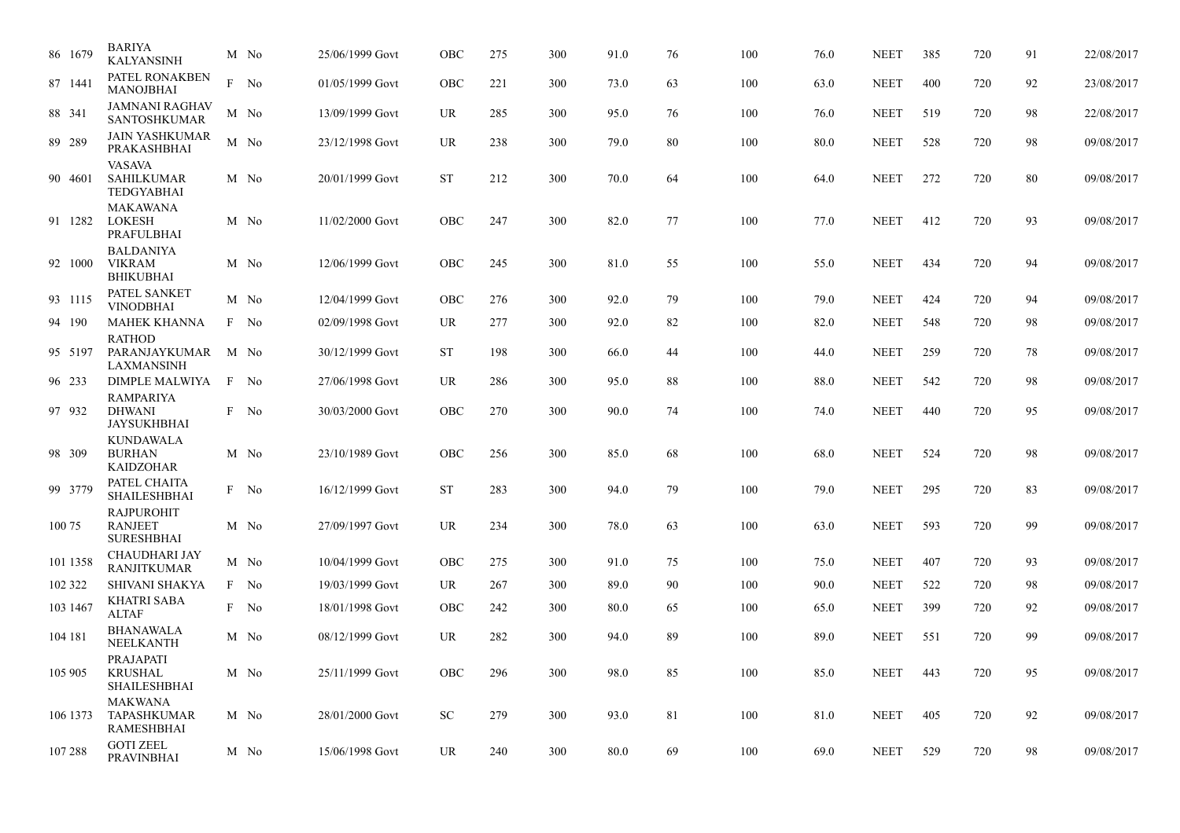| | | | | | | | | | | | | | | | | | | |
|---|---|---|---|---|---|---|---|---|---|---|---|---|---|---|---|---|---|---|
| 86 | 1679 | BARIYA KALYANSINH | M | No | 25/06/1999 | Govt | OBC | 275 | 300 | 91.0 | 76 | 100 | 76.0 | NEET | 385 | 720 | 91 | 22/08/2017 |
| 87 | 1441 | PATEL RONAKBEN MANOJBHAI | F | No | 01/05/1999 | Govt | OBC | 221 | 300 | 73.0 | 63 | 100 | 63.0 | NEET | 400 | 720 | 92 | 23/08/2017 |
| 88 | 341 | JAMNANI RAGHAV SANTOSHKUMAR | M | No | 13/09/1999 | Govt | UR | 285 | 300 | 95.0 | 76 | 100 | 76.0 | NEET | 519 | 720 | 98 | 22/08/2017 |
| 89 | 289 | JAIN YASHKUMAR PRAKASHBHAI | M | No | 23/12/1998 | Govt | UR | 238 | 300 | 79.0 | 80 | 100 | 80.0 | NEET | 528 | 720 | 98 | 09/08/2017 |
| 90 | 4601 | VASAVA SAHILKUMAR TEDGYABHAI | M | No | 20/01/1999 | Govt | ST | 212 | 300 | 70.0 | 64 | 100 | 64.0 | NEET | 272 | 720 | 80 | 09/08/2017 |
| 91 | 1282 | MAKAWANA LOKESH PRAFULBHAI | M | No | 11/02/2000 | Govt | OBC | 247 | 300 | 82.0 | 77 | 100 | 77.0 | NEET | 412 | 720 | 93 | 09/08/2017 |
| 92 | 1000 | BALDANIYA VIKRAM BHIKUBHAI | M | No | 12/06/1999 | Govt | OBC | 245 | 300 | 81.0 | 55 | 100 | 55.0 | NEET | 434 | 720 | 94 | 09/08/2017 |
| 93 | 1115 | PATEL SANKET VINODBHAI | M | No | 12/04/1999 | Govt | OBC | 276 | 300 | 92.0 | 79 | 100 | 79.0 | NEET | 424 | 720 | 94 | 09/08/2017 |
| 94 | 190 | MAHEK KHANNA | F | No | 02/09/1998 | Govt | UR | 277 | 300 | 92.0 | 82 | 100 | 82.0 | NEET | 548 | 720 | 98 | 09/08/2017 |
| 95 | 5197 | RATHOD PARANJAYKUMAR LAXMANSINH | M | No | 30/12/1999 | Govt | ST | 198 | 300 | 66.0 | 44 | 100 | 44.0 | NEET | 259 | 720 | 78 | 09/08/2017 |
| 96 | 233 | DIMPLE MALWIYA | F | No | 27/06/1998 | Govt | UR | 286 | 300 | 95.0 | 88 | 100 | 88.0 | NEET | 542 | 720 | 98 | 09/08/2017 |
| 97 | 932 | RAMPARIYA DHWANI JAYSUKHBHAI | F | No | 30/03/2000 | Govt | OBC | 270 | 300 | 90.0 | 74 | 100 | 74.0 | NEET | 440 | 720 | 95 | 09/08/2017 |
| 98 | 309 | KUNDAWALA BURHAN KAIDZOHAR | M | No | 23/10/1989 | Govt | OBC | 256 | 300 | 85.0 | 68 | 100 | 68.0 | NEET | 524 | 720 | 98 | 09/08/2017 |
| 99 | 3779 | PATEL CHAITA SHAILESHBHAI | F | No | 16/12/1999 | Govt | ST | 283 | 300 | 94.0 | 79 | 100 | 79.0 | NEET | 295 | 720 | 83 | 09/08/2017 |
| 100 | 75 | RAJPUROHIT RANJEET SURESHBHAI | M | No | 27/09/1997 | Govt | UR | 234 | 300 | 78.0 | 63 | 100 | 63.0 | NEET | 593 | 720 | 99 | 09/08/2017 |
| 101 | 1358 | CHAUDHARI JAY RANJITKUMAR | M | No | 10/04/1999 | Govt | OBC | 275 | 300 | 91.0 | 75 | 100 | 75.0 | NEET | 407 | 720 | 93 | 09/08/2017 |
| 102 | 322 | SHIVANI SHAKYA | F | No | 19/03/1999 | Govt | UR | 267 | 300 | 89.0 | 90 | 100 | 90.0 | NEET | 522 | 720 | 98 | 09/08/2017 |
| 103 | 1467 | KHATRI SABA ALTAF | F | No | 18/01/1998 | Govt | OBC | 242 | 300 | 80.0 | 65 | 100 | 65.0 | NEET | 399 | 720 | 92 | 09/08/2017 |
| 104 | 181 | BHANAWALA NEELKANTH | M | No | 08/12/1999 | Govt | UR | 282 | 300 | 94.0 | 89 | 100 | 89.0 | NEET | 551 | 720 | 99 | 09/08/2017 |
| 105 | 905 | PRAJAPATI KRUSHAL SHAILESHBHAI | M | No | 25/11/1999 | Govt | OBC | 296 | 300 | 98.0 | 85 | 100 | 85.0 | NEET | 443 | 720 | 95 | 09/08/2017 |
| 106 | 1373 | MAKWANA TAPASHKUMAR RAMESHBHAI | M | No | 28/01/2000 | Govt | SC | 279 | 300 | 93.0 | 81 | 100 | 81.0 | NEET | 405 | 720 | 92 | 09/08/2017 |
| 107 | 288 | GOTI ZEEL PRAVINBHAI | M | No | 15/06/1998 | Govt | UR | 240 | 300 | 80.0 | 69 | 100 | 69.0 | NEET | 529 | 720 | 98 | 09/08/2017 |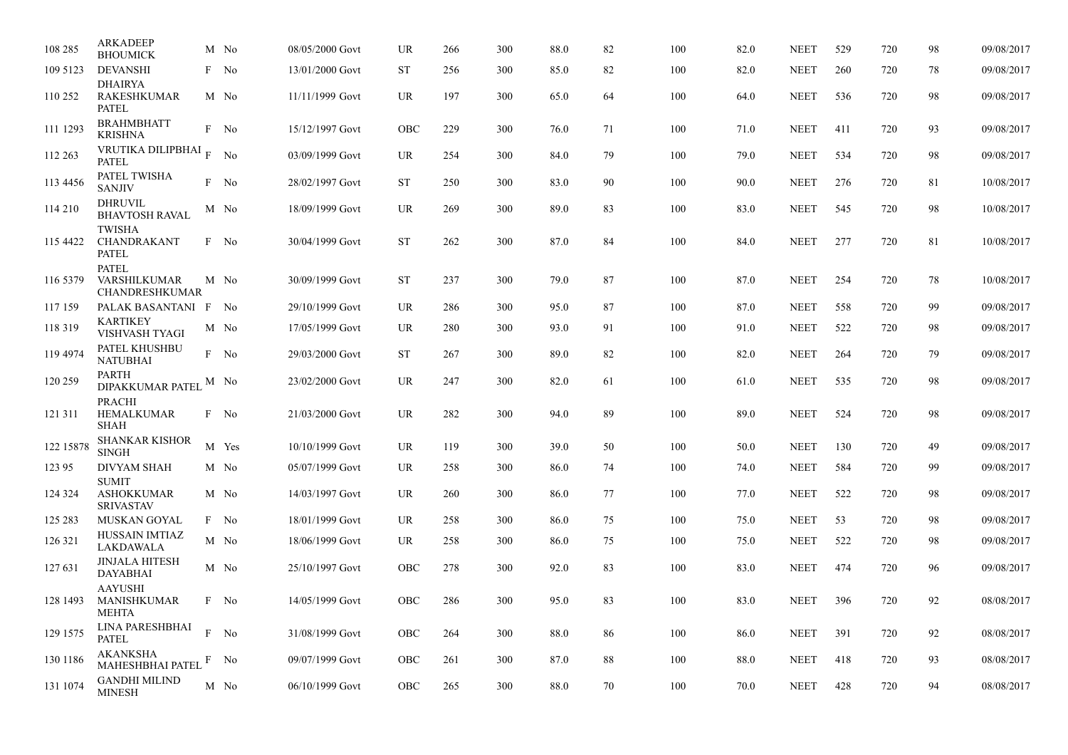| 108 | 285 | ARKADEEP BHOUMICK | M | No | 08/05/2000 | Govt | UR | 266 | 300 | 88.0 | 82 | 100 | 82.0 | NEET | 529 | 720 | 98 | 09/08/2017 |
|---|---|---|---|---|---|---|---|---|---|---|---|---|---|---|---|---|---|---|
| 109 | 5123 | DEVANSHI | F | No | 13/01/2000 | Govt | ST | 256 | 300 | 85.0 | 82 | 100 | 82.0 | NEET | 260 | 720 | 78 | 09/08/2017 |
| 110 | 252 | DHAIRYA RAKESHKUMAR PATEL | M | No | 11/11/1999 | Govt | UR | 197 | 300 | 65.0 | 64 | 100 | 64.0 | NEET | 536 | 720 | 98 | 09/08/2017 |
| 111 | 1293 | BRAHMBHATT KRISHNA | F | No | 15/12/1997 | Govt | OBC | 229 | 300 | 76.0 | 71 | 100 | 71.0 | NEET | 411 | 720 | 93 | 09/08/2017 |
| 112 | 263 | VRUTIKA DILIPBHAI PATEL | F | No | 03/09/1999 | Govt | UR | 254 | 300 | 84.0 | 79 | 100 | 79.0 | NEET | 534 | 720 | 98 | 09/08/2017 |
| 113 | 4456 | PATEL TWISHA SANJIV | F | No | 28/02/1997 | Govt | ST | 250 | 300 | 83.0 | 90 | 100 | 90.0 | NEET | 276 | 720 | 81 | 10/08/2017 |
| 114 | 210 | DHRUVIL BHAVTOSH RAVAL | M | No | 18/09/1999 | Govt | UR | 269 | 300 | 89.0 | 83 | 100 | 83.0 | NEET | 545 | 720 | 98 | 10/08/2017 |
| 115 | 4422 | TWISHA CHANDRAKANT PATEL | F | No | 30/04/1999 | Govt | ST | 262 | 300 | 87.0 | 84 | 100 | 84.0 | NEET | 277 | 720 | 81 | 10/08/2017 |
| 116 | 5379 | PATEL VARSHILKUMAR CHANDRESHKUMAR | M | No | 30/09/1999 | Govt | ST | 237 | 300 | 79.0 | 87 | 100 | 87.0 | NEET | 254 | 720 | 78 | 10/08/2017 |
| 117 | 159 | PALAK BASANTANI | F | No | 29/10/1999 | Govt | UR | 286 | 300 | 95.0 | 87 | 100 | 87.0 | NEET | 558 | 720 | 99 | 09/08/2017 |
| 118 | 319 | KARTIKEY VISHVASH TYAGI | M | No | 17/05/1999 | Govt | UR | 280 | 300 | 93.0 | 91 | 100 | 91.0 | NEET | 522 | 720 | 98 | 09/08/2017 |
| 119 | 4974 | PATEL KHUSHBU NATUBHAI | F | No | 29/03/2000 | Govt | ST | 267 | 300 | 89.0 | 82 | 100 | 82.0 | NEET | 264 | 720 | 79 | 09/08/2017 |
| 120 | 259 | PARTH DIPAKKUMAR PATEL | M | No | 23/02/2000 | Govt | UR | 247 | 300 | 82.0 | 61 | 100 | 61.0 | NEET | 535 | 720 | 98 | 09/08/2017 |
| 121 | 311 | PRACHI HEMALKUMAR SHAH | F | No | 21/03/2000 | Govt | UR | 282 | 300 | 94.0 | 89 | 100 | 89.0 | NEET | 524 | 720 | 98 | 09/08/2017 |
| 122 | 15878 | SHANKAR KISHOR SINGH | M | Yes | 10/10/1999 | Govt | UR | 119 | 300 | 39.0 | 50 | 100 | 50.0 | NEET | 130 | 720 | 49 | 09/08/2017 |
| 123 | 95 | DIVYAM SHAH | M | No | 05/07/1999 | Govt | UR | 258 | 300 | 86.0 | 74 | 100 | 74.0 | NEET | 584 | 720 | 99 | 09/08/2017 |
| 124 | 324 | SUMIT ASHOKKUMAR SRIVASTAV | M | No | 14/03/1997 | Govt | UR | 260 | 300 | 86.0 | 77 | 100 | 77.0 | NEET | 522 | 720 | 98 | 09/08/2017 |
| 125 | 283 | MUSKAN GOYAL | F | No | 18/01/1999 | Govt | UR | 258 | 300 | 86.0 | 75 | 100 | 75.0 | NEET | 53 | 720 | 98 | 09/08/2017 |
| 126 | 321 | HUSSAIN IMTIAZ LAKDAWALA | M | No | 18/06/1999 | Govt | UR | 258 | 300 | 86.0 | 75 | 100 | 75.0 | NEET | 522 | 720 | 98 | 09/08/2017 |
| 127 | 631 | JINJALA HITESH DAYABHAI | M | No | 25/10/1997 | Govt | OBC | 278 | 300 | 92.0 | 83 | 100 | 83.0 | NEET | 474 | 720 | 96 | 09/08/2017 |
| 128 | 1493 | AAYUSHI MANISHKUMAR MEHTA | F | No | 14/05/1999 | Govt | OBC | 286 | 300 | 95.0 | 83 | 100 | 83.0 | NEET | 396 | 720 | 92 | 08/08/2017 |
| 129 | 1575 | LINA PARESHBHAI PATEL | F | No | 31/08/1999 | Govt | OBC | 264 | 300 | 88.0 | 86 | 100 | 86.0 | NEET | 391 | 720 | 92 | 08/08/2017 |
| 130 | 1186 | AKANKSHA MAHESHBHAI PATEL | F | No | 09/07/1999 | Govt | OBC | 261 | 300 | 87.0 | 88 | 100 | 88.0 | NEET | 418 | 720 | 93 | 08/08/2017 |
| 131 | 1074 | GANDHI MILIND MINESH | M | No | 06/10/1999 | Govt | OBC | 265 | 300 | 88.0 | 70 | 100 | 70.0 | NEET | 428 | 720 | 94 | 08/08/2017 |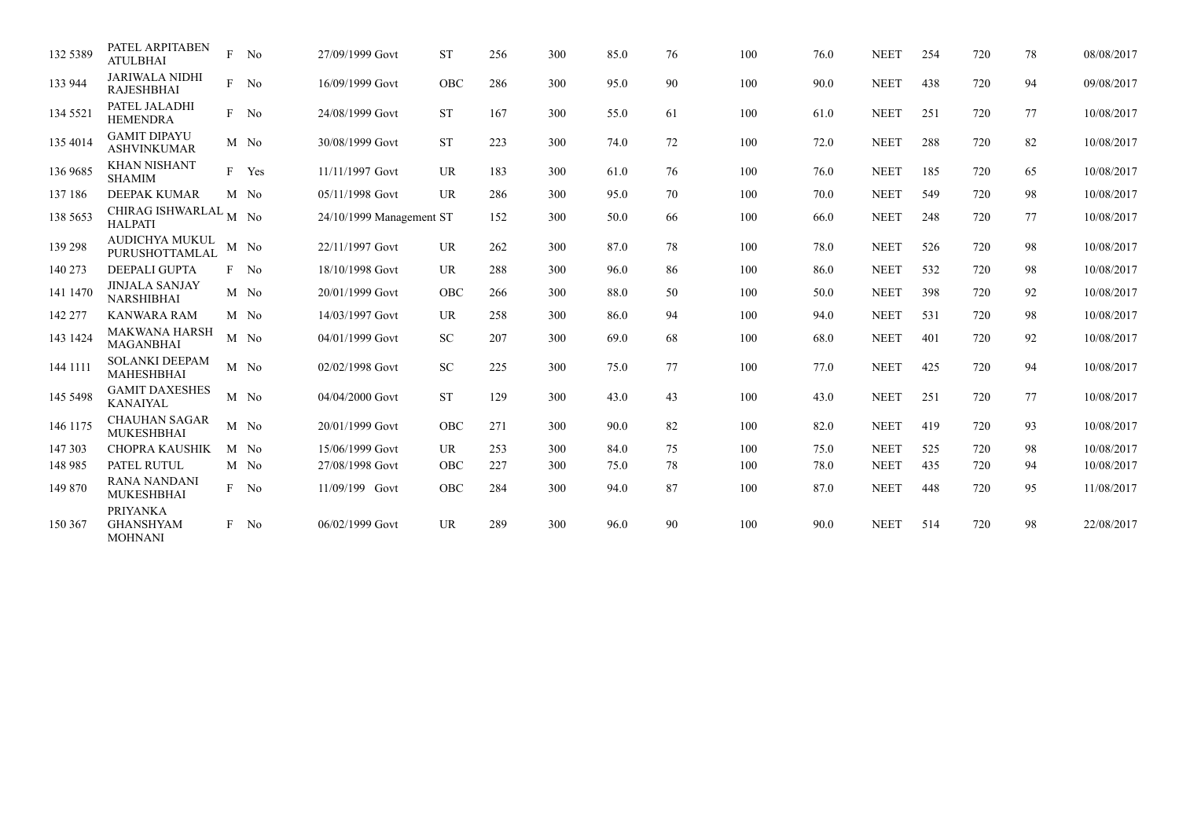| | | | | | | | | | | | | | | | | | | | |
|---|---|---|---|---|---|---|---|---|---|---|---|---|---|---|---|---|---|---|---|
| 132 | 5389 | PATEL ARPITABEN ATULBHAI | F | No | 27/09/1999 | Govt | ST | 256 | 300 | 85.0 | 76 | 100 | 76.0 | NEET | 254 | 720 | 78 | 08/08/2017 |
| 133 | 944 | JARIWALA NIDHI RAJESHBHAI | F | No | 16/09/1999 | Govt | OBC | 286 | 300 | 95.0 | 90 | 100 | 90.0 | NEET | 438 | 720 | 94 | 09/08/2017 |
| 134 | 5521 | PATEL JALADHI HEMENDRA | F | No | 24/08/1999 | Govt | ST | 167 | 300 | 55.0 | 61 | 100 | 61.0 | NEET | 251 | 720 | 77 | 10/08/2017 |
| 135 | 4014 | GAMIT DIPAYU ASHVINKUMAR | M | No | 30/08/1999 | Govt | ST | 223 | 300 | 74.0 | 72 | 100 | 72.0 | NEET | 288 | 720 | 82 | 10/08/2017 |
| 136 | 9685 | KHAN NISHANT SHAMIM | F | Yes | 11/11/1997 | Govt | UR | 183 | 300 | 61.0 | 76 | 100 | 76.0 | NEET | 185 | 720 | 65 | 10/08/2017 |
| 137 | 186 | DEEPAK KUMAR | M | No | 05/11/1998 | Govt | UR | 286 | 300 | 95.0 | 70 | 100 | 70.0 | NEET | 549 | 720 | 98 | 10/08/2017 |
| 138 | 5653 | CHIRAG ISHWARLAL HALPATI | M | No | 24/10/1999 | Management | ST | 152 | 300 | 50.0 | 66 | 100 | 66.0 | NEET | 248 | 720 | 77 | 10/08/2017 |
| 139 | 298 | AUDICHYA MUKUL PURUSHOTTAMLAL | M | No | 22/11/1997 | Govt | UR | 262 | 300 | 87.0 | 78 | 100 | 78.0 | NEET | 526 | 720 | 98 | 10/08/2017 |
| 140 | 273 | DEEPALI GUPTA | F | No | 18/10/1998 | Govt | UR | 288 | 300 | 96.0 | 86 | 100 | 86.0 | NEET | 532 | 720 | 98 | 10/08/2017 |
| 141 | 1470 | JINJALA SANJAY NARSHIBHAI | M | No | 20/01/1999 | Govt | OBC | 266 | 300 | 88.0 | 50 | 100 | 50.0 | NEET | 398 | 720 | 92 | 10/08/2017 |
| 142 | 277 | KANWARA RAM | M | No | 14/03/1997 | Govt | UR | 258 | 300 | 86.0 | 94 | 100 | 94.0 | NEET | 531 | 720 | 98 | 10/08/2017 |
| 143 | 1424 | MAKWANA HARSH MAGANBHAI | M | No | 04/01/1999 | Govt | SC | 207 | 300 | 69.0 | 68 | 100 | 68.0 | NEET | 401 | 720 | 92 | 10/08/2017 |
| 144 | 1111 | SOLANKI DEEPAM MAHESHBHAI | M | No | 02/02/1998 | Govt | SC | 225 | 300 | 75.0 | 77 | 100 | 77.0 | NEET | 425 | 720 | 94 | 10/08/2017 |
| 145 | 5498 | GAMIT DAXESHES KANAIYAL | M | No | 04/04/2000 | Govt | ST | 129 | 300 | 43.0 | 43 | 100 | 43.0 | NEET | 251 | 720 | 77 | 10/08/2017 |
| 146 | 1175 | CHAUHAN SAGAR MUKESHBHAI | M | No | 20/01/1999 | Govt | OBC | 271 | 300 | 90.0 | 82 | 100 | 82.0 | NEET | 419 | 720 | 93 | 10/08/2017 |
| 147 | 303 | CHOPRA KAUSHIK | M | No | 15/06/1999 | Govt | UR | 253 | 300 | 84.0 | 75 | 100 | 75.0 | NEET | 525 | 720 | 98 | 10/08/2017 |
| 148 | 985 | PATEL RUTUL | M | No | 27/08/1998 | Govt | OBC | 227 | 300 | 75.0 | 78 | 100 | 78.0 | NEET | 435 | 720 | 94 | 10/08/2017 |
| 149 | 870 | RANA NANDANI MUKESHBHAI | F | No | 11/09/199 | Govt | OBC | 284 | 300 | 94.0 | 87 | 100 | 87.0 | NEET | 448 | 720 | 95 | 11/08/2017 |
| 150 | 367 | PRIYANKA GHANSHYAM MOHNANI | F | No | 06/02/1999 | Govt | UR | 289 | 300 | 96.0 | 90 | 100 | 90.0 | NEET | 514 | 720 | 98 | 22/08/2017 |